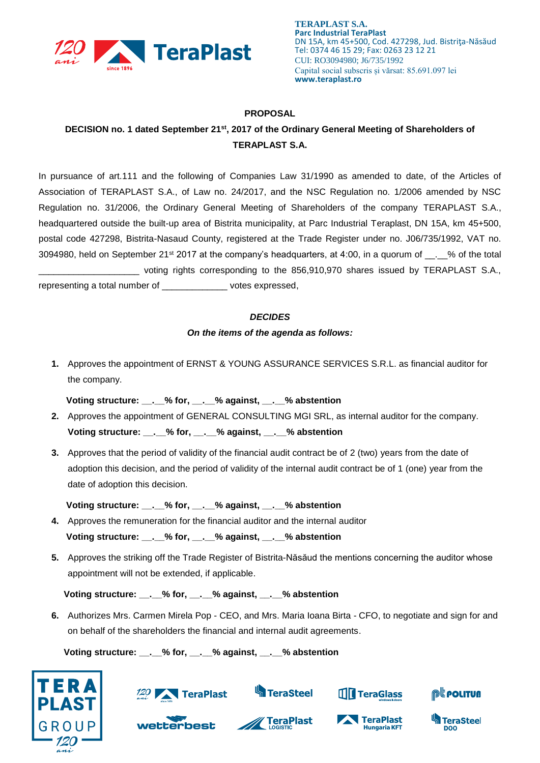**TERAPLAST S.A.**
**Parc Industrial TeraPlast**
DN 15A, km 45+500, Cod. 427298, Jud. Bistriţa-Năsăud
Tel: 0374 46 15 29; Fax: 0263 23 12 21
CUI: RO3094980; J6/735/1992
Capital social subscris și vărsat: 85.691.097 lei
**www.teraplast.ro**

**PROPOSAL**

**DECISION no. 1 dated September 21st, 2017 of the Ordinary General Meeting of Shareholders of TERAPLAST S.A.**

In pursuance of art.111 and the following of Companies Law 31/1990 as amended to date, of the Articles of Association of TERAPLAST S.A., of Law no. 24/2017, and the NSC Regulation no. 1/2006 amended by NSC Regulation no. 31/2006, the Ordinary General Meeting of Shareholders of the company TERAPLAST S.A., headquartered outside the built-up area of Bistrita municipality, at Parc Industrial Teraplast, DN 15A, km 45+500, postal code 427298, Bistrita-Nasaud County, registered at the Trade Register under no. J06/735/1992, VAT no. 3094980, held on September 21st 2017 at the company's headquarters, at 4:00, in a quorum of __.__% of the total ___________________ voting rights corresponding to the 856,910,970 shares issued by TERAPLAST S.A., representing a total number of _____________ votes expressed,

***DECIDES***

***On the items of the agenda as follows:***

1. Approves the appointment of ERNST & YOUNG ASSURANCE SERVICES S.R.L. as financial auditor for the company.

   **Voting structure: __.__% for, __.__% against, __.__% abstention**

2. Approves the appointment of GENERAL CONSULTING MGI SRL, as internal auditor for the company.

   **Voting structure: __.__% for, __.__% against, __.__% abstention**

3. Approves that the period of validity of the financial audit contract be of 2 (two) years from the date of adoption this decision, and the period of validity of the internal audit contract be of 1 (one) year from the date of adoption this decision.

   **Voting structure: __.__% for, __.__% against, __.__% abstention**

4. Approves the remuneration for the financial auditor and the internal auditor

   **Voting structure: __.__% for, __.__% against, __.__% abstention**

5. Approves the striking off the Trade Register of Bistrita-Năsăud the mentions concerning the auditor whose appointment will not be extended, if applicable.

   **Voting structure: __.__% for, __.__% against, __.__% abstention**

6. Authorizes Mrs. Carmen Mirela Pop - CEO, and Mrs. Maria Ioana Birta - CFO, to negotiate and sign for and on behalf of the shareholders the financial and internal audit agreements.

   **Voting structure: __.__% for, __.__% against, __.__% abstention**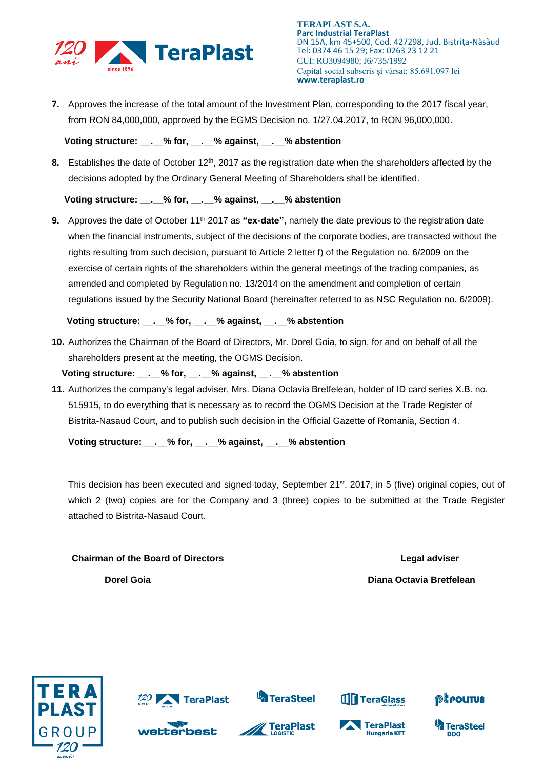7. Approves the increase of the total amount of the Investment Plan, corresponding to the 2017 fiscal year, from RON 84,000,000, approved by the EGMS Decision no. 1/27.04.2017, to RON 96,000,000.

   **Voting structure: __.__% for, __.__% against, __.__% abstention**

8. Establishes the date of October 12th, 2017 as the registration date when the shareholders affected by the decisions adopted by the Ordinary General Meeting of Shareholders shall be identified.

   **Voting structure: __.__% for, __.__% against, __.__% abstention**

9. Approves the date of October 11th 2017 as **"ex-date"**, namely the date previous to the registration date when the financial instruments, subject of the decisions of the corporate bodies, are transacted without the rights resulting from such decision, pursuant to Article 2 letter f) of the Regulation no. 6/2009 on the exercise of certain rights of the shareholders within the general meetings of the trading companies, as amended and completed by Regulation no. 13/2014 on the amendment and completion of certain regulations issued by the Security National Board (hereinafter referred to as NSC Regulation no. 6/2009).

   **Voting structure: __.__% for, __.__% against, __.__% abstention**

10. Authorizes the Chairman of the Board of Directors, Mr. Dorel Goia, to sign, for and on behalf of all the shareholders present at the meeting, the OGMS Decision.

    **Voting structure: __.__% for, __.__% against, __.__% abstention**

11. Authorizes the company's legal adviser, Mrs. Diana Octavia Bretfelean, holder of ID card series X.B. no. 515915, to do everything that is necessary as to record the OGMS Decision at the Trade Register of Bistrita-Nasaud Court, and to publish such decision in the Official Gazette of Romania, Section 4.

    **Voting structure: __.__% for, __.__% against, __.__% abstention**

This decision has been executed and signed today, September 21st, 2017, in 5 (five) original copies, out of which 2 (two) copies are for the Company and 3 (three) copies to be submitted at the Trade Register attached to Bistrita-Nasaud Court.

**Chairman of the Board of Directors** — **Dorel Goia**

**Legal adviser** — **Diana Octavia Bretfelean**